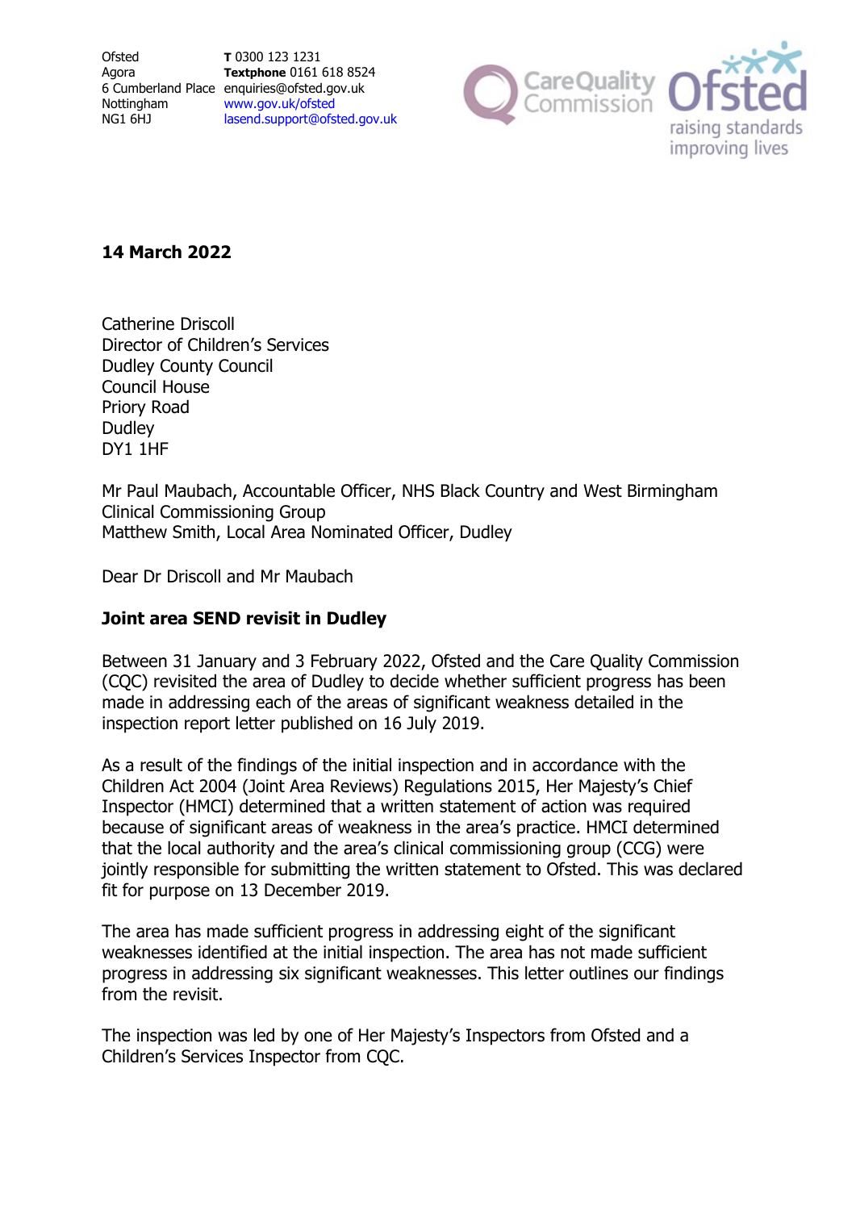Ofsted
Agora
6 Cumberland Place
Nottingham
NG1 6HJ

**T** 0300 123 1231
**Textphone** 0161 618 8524
enquiries@ofsted.gov.uk
www.gov.uk/ofsted
lasend.support@ofsted.gov.uk

**14 March 2022**

Catherine Driscoll
Director of Children's Services
Dudley County Council
Council House
Priory Road
Dudley
DY1 1HF

Mr Paul Maubach, Accountable Officer, NHS Black Country and West Birmingham Clinical Commissioning Group
Matthew Smith, Local Area Nominated Officer, Dudley

Dear Dr Driscoll and Mr Maubach

**Joint area SEND revisit in Dudley**

Between 31 January and 3 February 2022, Ofsted and the Care Quality Commission (CQC) revisited the area of Dudley to decide whether sufficient progress has been made in addressing each of the areas of significant weakness detailed in the inspection report letter published on 16 July 2019.

As a result of the findings of the initial inspection and in accordance with the Children Act 2004 (Joint Area Reviews) Regulations 2015, Her Majesty's Chief Inspector (HMCI) determined that a written statement of action was required because of significant areas of weakness in the area's practice. HMCI determined that the local authority and the area's clinical commissioning group (CCG) were jointly responsible for submitting the written statement to Ofsted. This was declared fit for purpose on 13 December 2019.

The area has made sufficient progress in addressing eight of the significant weaknesses identified at the initial inspection. The area has not made sufficient progress in addressing six significant weaknesses. This letter outlines our findings from the revisit.

The inspection was led by one of Her Majesty's Inspectors from Ofsted and a Children's Services Inspector from CQC.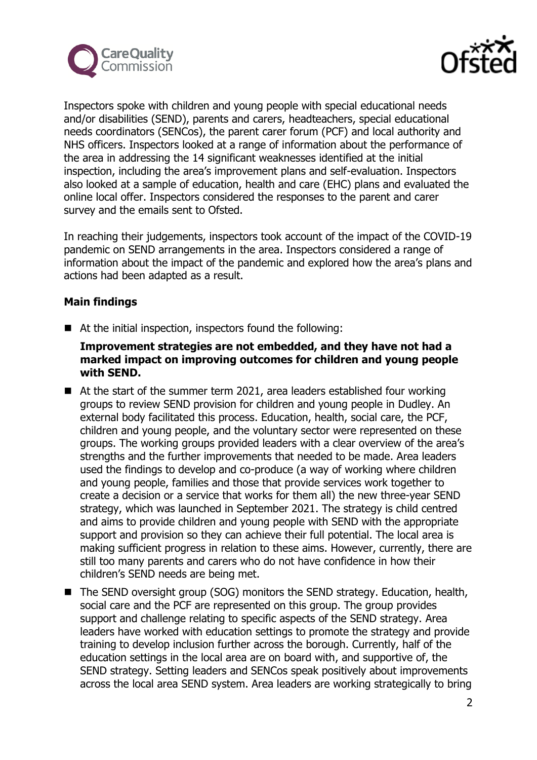Inspectors spoke with children and young people with special educational needs and/or disabilities (SEND), parents and carers, headteachers, special educational needs coordinators (SENCos), the parent carer forum (PCF) and local authority and NHS officers. Inspectors looked at a range of information about the performance of the area in addressing the 14 significant weaknesses identified at the initial inspection, including the area's improvement plans and self-evaluation. Inspectors also looked at a sample of education, health and care (EHC) plans and evaluated the online local offer. Inspectors considered the responses to the parent and carer survey and the emails sent to Ofsted.

In reaching their judgements, inspectors took account of the impact of the COVID-19 pandemic on SEND arrangements in the area. Inspectors considered a range of information about the impact of the pandemic and explored how the area's plans and actions had been adapted as a result.

**Main findings**

- At the initial inspection, inspectors found the following:

  **Improvement strategies are not embedded, and they have not had a marked impact on improving outcomes for children and young people with SEND.**

- At the start of the summer term 2021, area leaders established four working groups to review SEND provision for children and young people in Dudley. An external body facilitated this process. Education, health, social care, the PCF, children and young people, and the voluntary sector were represented on these groups. The working groups provided leaders with a clear overview of the area's strengths and the further improvements that needed to be made. Area leaders used the findings to develop and co-produce (a way of working where children and young people, families and those that provide services work together to create a decision or a service that works for them all) the new three-year SEND strategy, which was launched in September 2021. The strategy is child centred and aims to provide children and young people with SEND with the appropriate support and provision so they can achieve their full potential. The local area is making sufficient progress in relation to these aims. However, currently, there are still too many parents and carers who do not have confidence in how their children's SEND needs are being met.

- The SEND oversight group (SOG) monitors the SEND strategy. Education, health, social care and the PCF are represented on this group. The group provides support and challenge relating to specific aspects of the SEND strategy. Area leaders have worked with education settings to promote the strategy and provide training to develop inclusion further across the borough. Currently, half of the education settings in the local area are on board with, and supportive of, the SEND strategy. Setting leaders and SENCos speak positively about improvements across the local area SEND system. Area leaders are working strategically to bring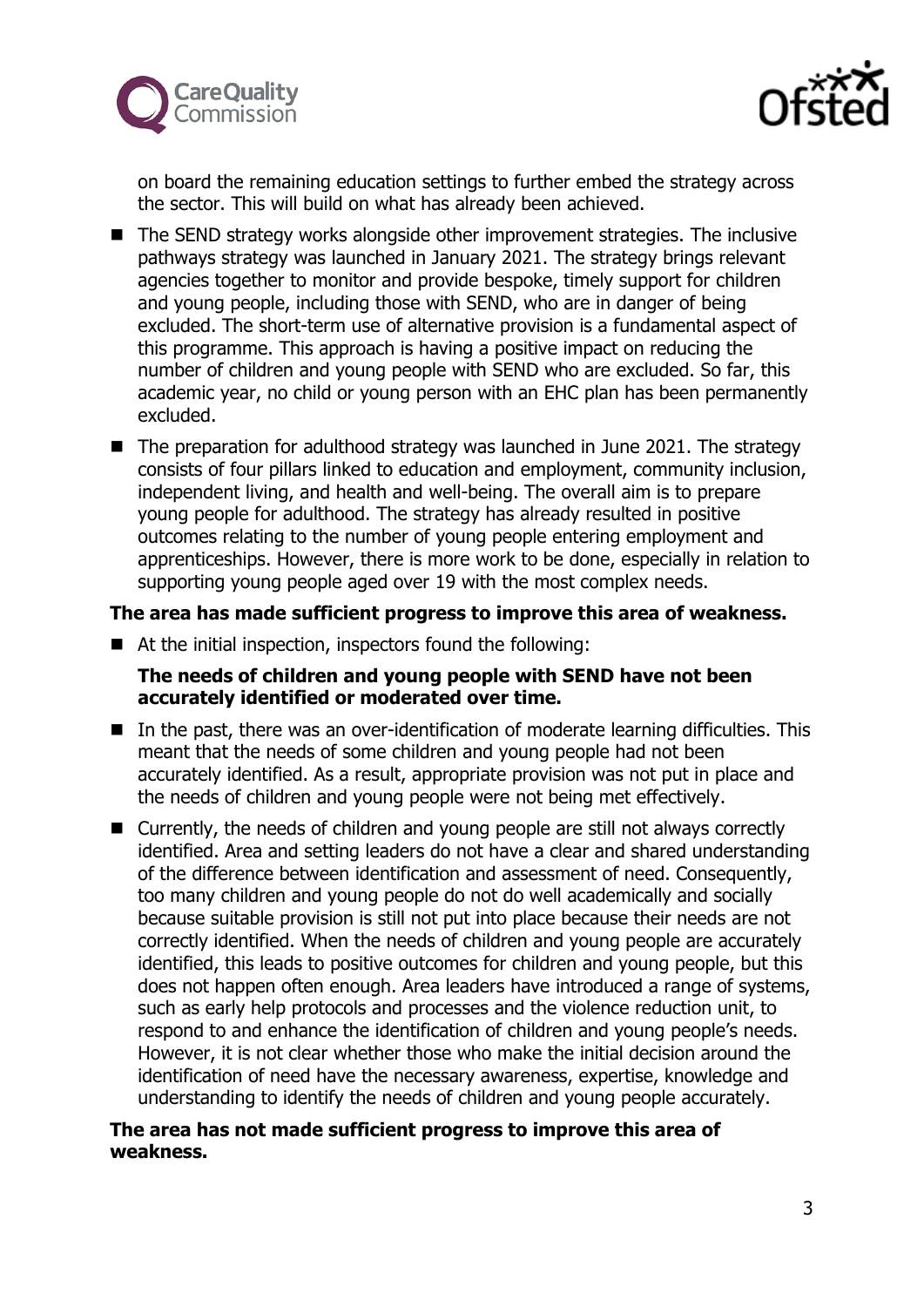on board the remaining education settings to further embed the strategy across the sector. This will build on what has already been achieved.

- The SEND strategy works alongside other improvement strategies. The inclusive pathways strategy was launched in January 2021. The strategy brings relevant agencies together to monitor and provide bespoke, timely support for children and young people, including those with SEND, who are in danger of being excluded. The short-term use of alternative provision is a fundamental aspect of this programme. This approach is having a positive impact on reducing the number of children and young people with SEND who are excluded. So far, this academic year, no child or young person with an EHC plan has been permanently excluded.
- The preparation for adulthood strategy was launched in June 2021. The strategy consists of four pillars linked to education and employment, community inclusion, independent living, and health and well-being. The overall aim is to prepare young people for adulthood. The strategy has already resulted in positive outcomes relating to the number of young people entering employment and apprenticeships. However, there is more work to be done, especially in relation to supporting young people aged over 19 with the most complex needs.

**The area has made sufficient progress to improve this area of weakness.**

- At the initial inspection, inspectors found the following:

  **The needs of children and young people with SEND have not been accurately identified or moderated over time.**

- In the past, there was an over-identification of moderate learning difficulties. This meant that the needs of some children and young people had not been accurately identified. As a result, appropriate provision was not put in place and the needs of children and young people were not being met effectively.
- Currently, the needs of children and young people are still not always correctly identified. Area and setting leaders do not have a clear and shared understanding of the difference between identification and assessment of need. Consequently, too many children and young people do not do well academically and socially because suitable provision is still not put into place because their needs are not correctly identified. When the needs of children and young people are accurately identified, this leads to positive outcomes for children and young people, but this does not happen often enough. Area leaders have introduced a range of systems, such as early help protocols and processes and the violence reduction unit, to respond to and enhance the identification of children and young people's needs. However, it is not clear whether those who make the initial decision around the identification of need have the necessary awareness, expertise, knowledge and understanding to identify the needs of children and young people accurately.

**The area has not made sufficient progress to improve this area of weakness.**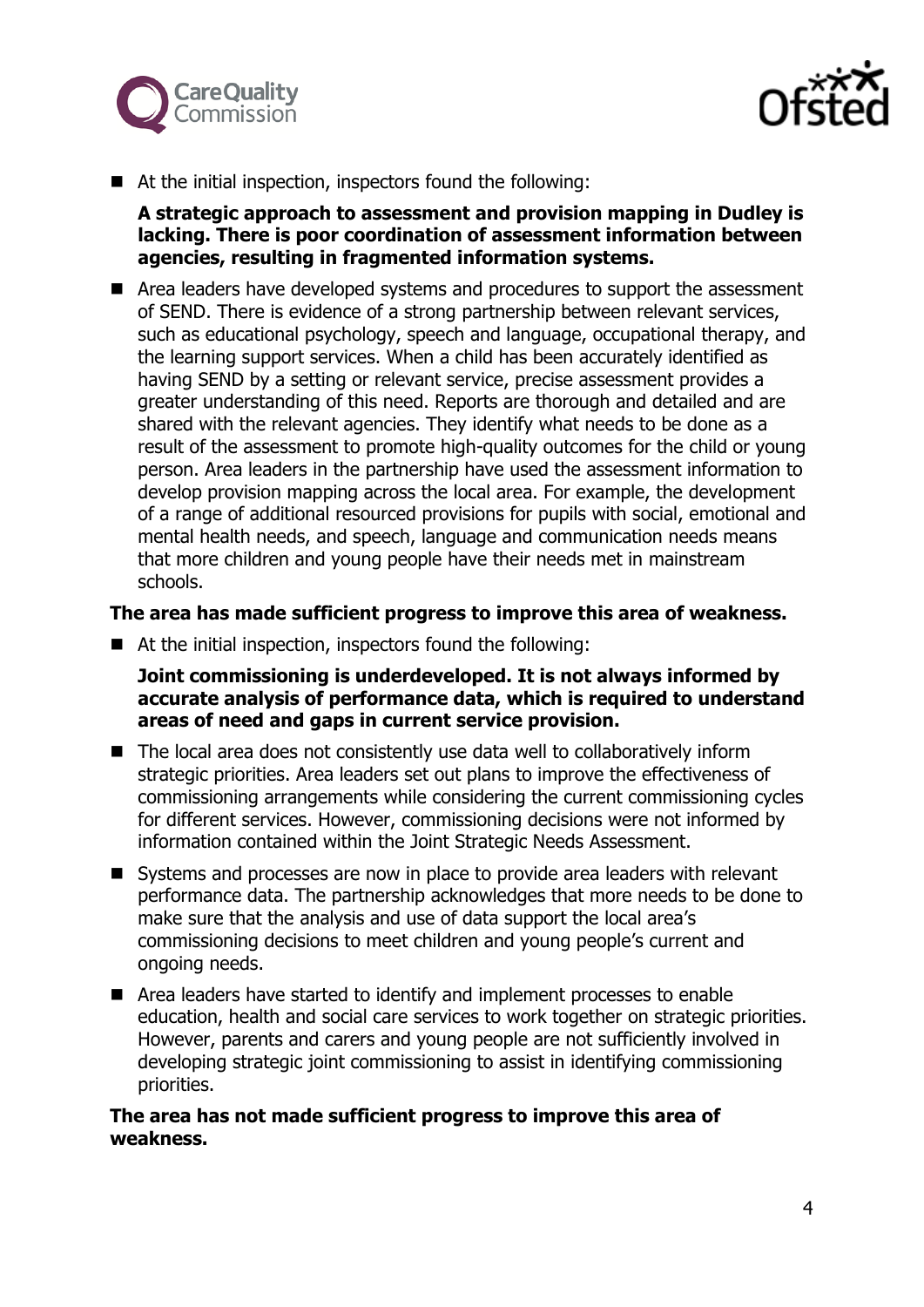- At the initial inspection, inspectors found the following:

  **A strategic approach to assessment and provision mapping in Dudley is lacking. There is poor coordination of assessment information between agencies, resulting in fragmented information systems.**

- Area leaders have developed systems and procedures to support the assessment of SEND. There is evidence of a strong partnership between relevant services, such as educational psychology, speech and language, occupational therapy, and the learning support services. When a child has been accurately identified as having SEND by a setting or relevant service, precise assessment provides a greater understanding of this need. Reports are thorough and detailed and are shared with the relevant agencies. They identify what needs to be done as a result of the assessment to promote high-quality outcomes for the child or young person. Area leaders in the partnership have used the assessment information to develop provision mapping across the local area. For example, the development of a range of additional resourced provisions for pupils with social, emotional and mental health needs, and speech, language and communication needs means that more children and young people have their needs met in mainstream schools.

**The area has made sufficient progress to improve this area of weakness.**

- At the initial inspection, inspectors found the following:

  **Joint commissioning is underdeveloped. It is not always informed by accurate analysis of performance data, which is required to understand areas of need and gaps in current service provision.**

- The local area does not consistently use data well to collaboratively inform strategic priorities. Area leaders set out plans to improve the effectiveness of commissioning arrangements while considering the current commissioning cycles for different services. However, commissioning decisions were not informed by information contained within the Joint Strategic Needs Assessment.

- Systems and processes are now in place to provide area leaders with relevant performance data. The partnership acknowledges that more needs to be done to make sure that the analysis and use of data support the local area's commissioning decisions to meet children and young people's current and ongoing needs.

- Area leaders have started to identify and implement processes to enable education, health and social care services to work together on strategic priorities. However, parents and carers and young people are not sufficiently involved in developing strategic joint commissioning to assist in identifying commissioning priorities.

**The area has not made sufficient progress to improve this area of weakness.**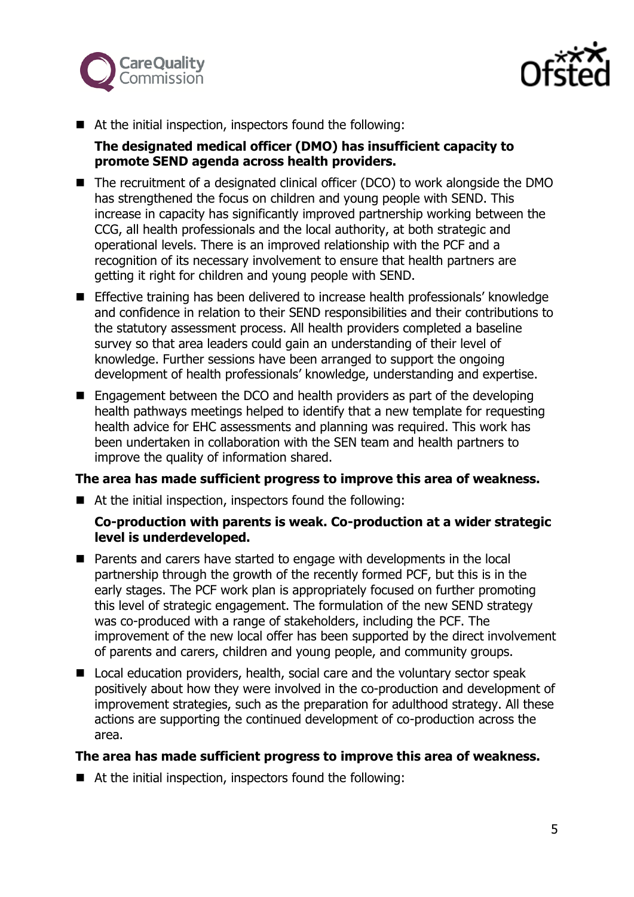- At the initial inspection, inspectors found the following:

  **The designated medical officer (DMO) has insufficient capacity to promote SEND agenda across health providers.**

- The recruitment of a designated clinical officer (DCO) to work alongside the DMO has strengthened the focus on children and young people with SEND. This increase in capacity has significantly improved partnership working between the CCG, all health professionals and the local authority, at both strategic and operational levels. There is an improved relationship with the PCF and a recognition of its necessary involvement to ensure that health partners are getting it right for children and young people with SEND.
- Effective training has been delivered to increase health professionals' knowledge and confidence in relation to their SEND responsibilities and their contributions to the statutory assessment process. All health providers completed a baseline survey so that area leaders could gain an understanding of their level of knowledge. Further sessions have been arranged to support the ongoing development of health professionals' knowledge, understanding and expertise.
- Engagement between the DCO and health providers as part of the developing health pathways meetings helped to identify that a new template for requesting health advice for EHC assessments and planning was required. This work has been undertaken in collaboration with the SEN team and health partners to improve the quality of information shared.

**The area has made sufficient progress to improve this area of weakness.**

- At the initial inspection, inspectors found the following:

  **Co-production with parents is weak. Co-production at a wider strategic level is underdeveloped.**

- Parents and carers have started to engage with developments in the local partnership through the growth of the recently formed PCF, but this is in the early stages. The PCF work plan is appropriately focused on further promoting this level of strategic engagement. The formulation of the new SEND strategy was co-produced with a range of stakeholders, including the PCF. The improvement of the new local offer has been supported by the direct involvement of parents and carers, children and young people, and community groups.
- Local education providers, health, social care and the voluntary sector speak positively about how they were involved in the co-production and development of improvement strategies, such as the preparation for adulthood strategy. All these actions are supporting the continued development of co-production across the area.

**The area has made sufficient progress to improve this area of weakness.**

- At the initial inspection, inspectors found the following: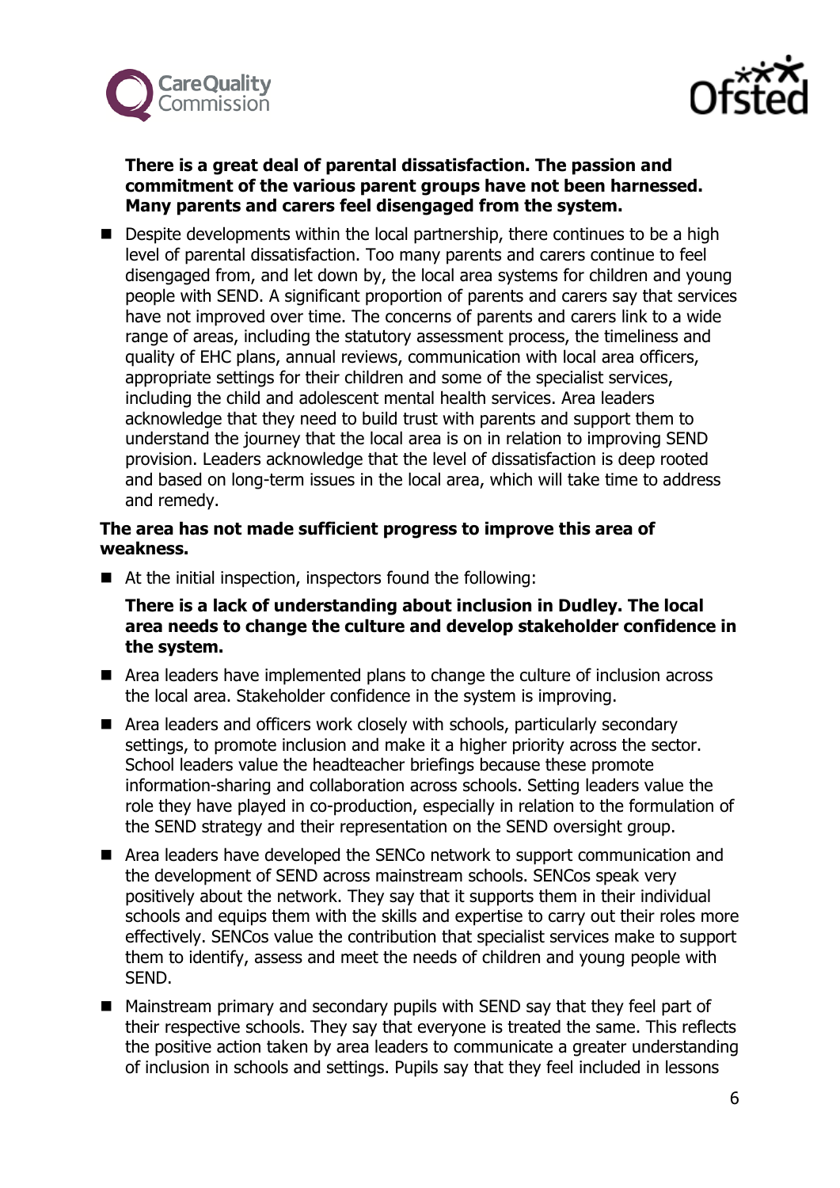**There is a great deal of parental dissatisfaction. The passion and commitment of the various parent groups have not been harnessed. Many parents and carers feel disengaged from the system.**

- Despite developments within the local partnership, there continues to be a high level of parental dissatisfaction. Too many parents and carers continue to feel disengaged from, and let down by, the local area systems for children and young people with SEND. A significant proportion of parents and carers say that services have not improved over time. The concerns of parents and carers link to a wide range of areas, including the statutory assessment process, the timeliness and quality of EHC plans, annual reviews, communication with local area officers, appropriate settings for their children and some of the specialist services, including the child and adolescent mental health services. Area leaders acknowledge that they need to build trust with parents and support them to understand the journey that the local area is on in relation to improving SEND provision. Leaders acknowledge that the level of dissatisfaction is deep rooted and based on long-term issues in the local area, which will take time to address and remedy.

**The area has not made sufficient progress to improve this area of weakness.**

- At the initial inspection, inspectors found the following:

  **There is a lack of understanding about inclusion in Dudley. The local area needs to change the culture and develop stakeholder confidence in the system.**

- Area leaders have implemented plans to change the culture of inclusion across the local area. Stakeholder confidence in the system is improving.

- Area leaders and officers work closely with schools, particularly secondary settings, to promote inclusion and make it a higher priority across the sector. School leaders value the headteacher briefings because these promote information-sharing and collaboration across schools. Setting leaders value the role they have played in co-production, especially in relation to the formulation of the SEND strategy and their representation on the SEND oversight group.

- Area leaders have developed the SENCo network to support communication and the development of SEND across mainstream schools. SENCos speak very positively about the network. They say that it supports them in their individual schools and equips them with the skills and expertise to carry out their roles more effectively. SENCos value the contribution that specialist services make to support them to identify, assess and meet the needs of children and young people with SEND.

- Mainstream primary and secondary pupils with SEND say that they feel part of their respective schools. They say that everyone is treated the same. This reflects the positive action taken by area leaders to communicate a greater understanding of inclusion in schools and settings. Pupils say that they feel included in lessons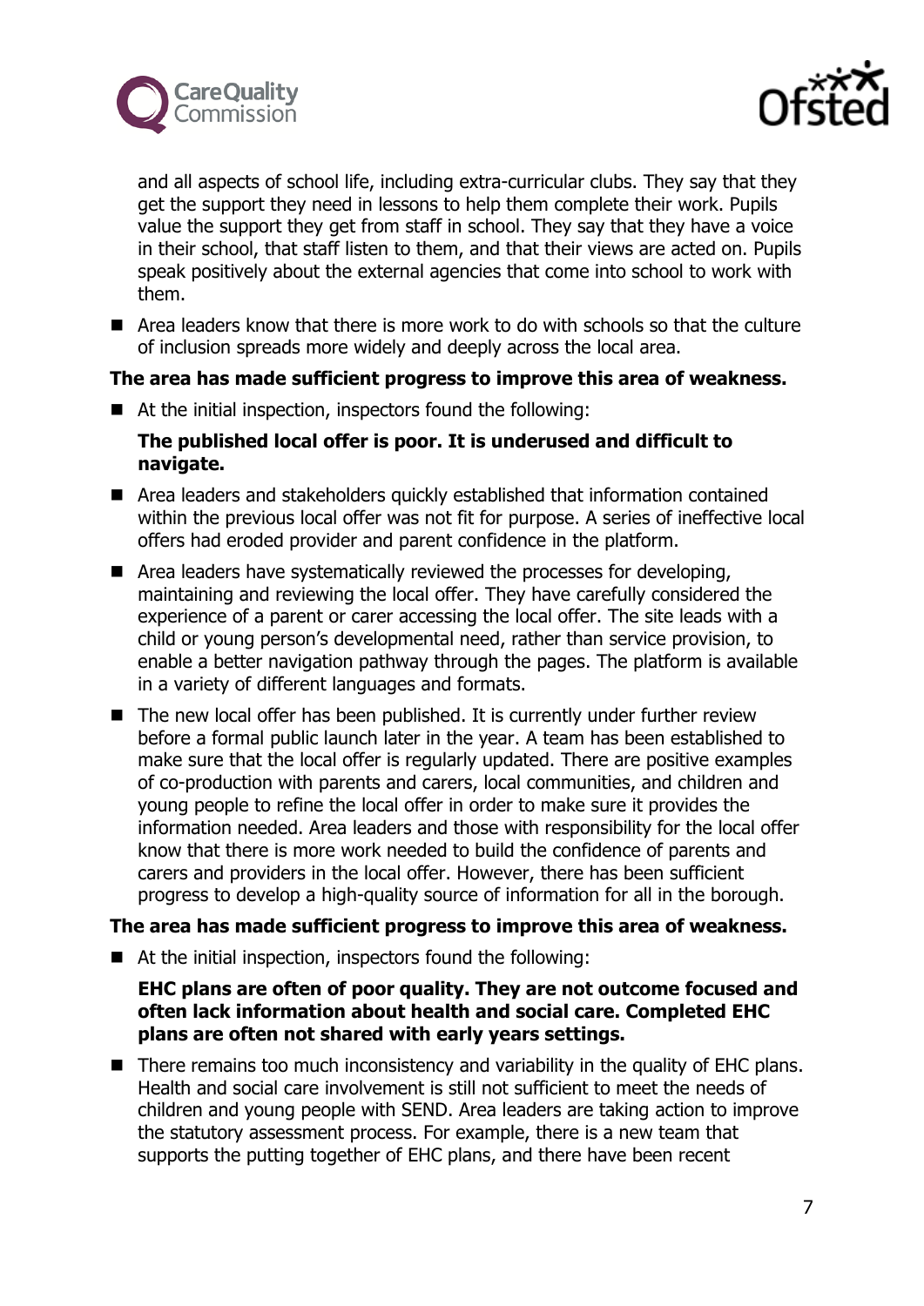and all aspects of school life, including extra-curricular clubs. They say that they get the support they need in lessons to help them complete their work. Pupils value the support they get from staff in school. They say that they have a voice in their school, that staff listen to them, and that their views are acted on. Pupils speak positively about the external agencies that come into school to work with them.

- Area leaders know that there is more work to do with schools so that the culture of inclusion spreads more widely and deeply across the local area.

**The area has made sufficient progress to improve this area of weakness.**

- At the initial inspection, inspectors found the following:

  **The published local offer is poor. It is underused and difficult to navigate.**

- Area leaders and stakeholders quickly established that information contained within the previous local offer was not fit for purpose. A series of ineffective local offers had eroded provider and parent confidence in the platform.
- Area leaders have systematically reviewed the processes for developing, maintaining and reviewing the local offer. They have carefully considered the experience of a parent or carer accessing the local offer. The site leads with a child or young person's developmental need, rather than service provision, to enable a better navigation pathway through the pages. The platform is available in a variety of different languages and formats.
- The new local offer has been published. It is currently under further review before a formal public launch later in the year. A team has been established to make sure that the local offer is regularly updated. There are positive examples of co-production with parents and carers, local communities, and children and young people to refine the local offer in order to make sure it provides the information needed. Area leaders and those with responsibility for the local offer know that there is more work needed to build the confidence of parents and carers and providers in the local offer. However, there has been sufficient progress to develop a high-quality source of information for all in the borough.

**The area has made sufficient progress to improve this area of weakness.**

- At the initial inspection, inspectors found the following:

  **EHC plans are often of poor quality. They are not outcome focused and often lack information about health and social care. Completed EHC plans are often not shared with early years settings.**

- There remains too much inconsistency and variability in the quality of EHC plans. Health and social care involvement is still not sufficient to meet the needs of children and young people with SEND. Area leaders are taking action to improve the statutory assessment process. For example, there is a new team that supports the putting together of EHC plans, and there have been recent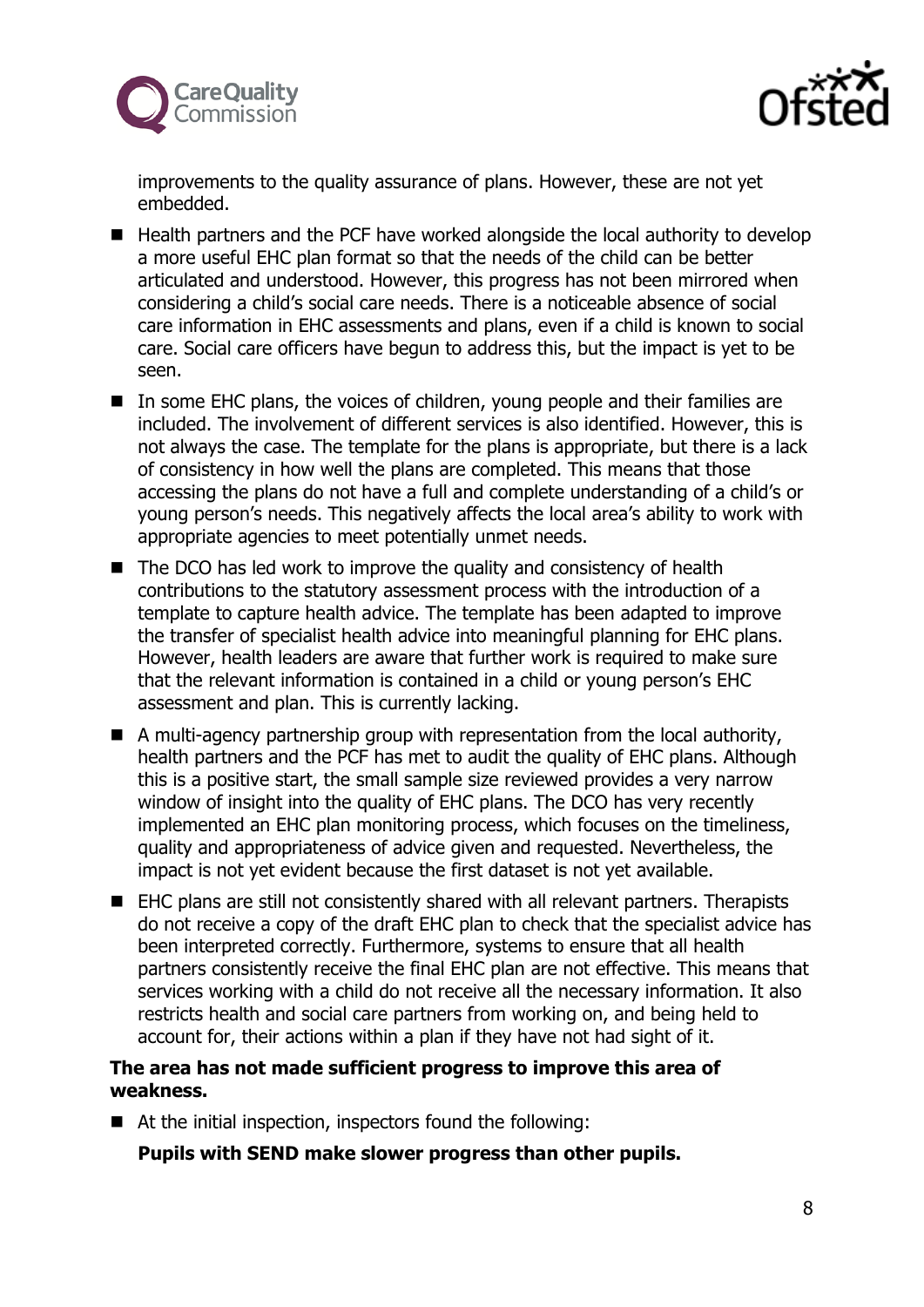improvements to the quality assurance of plans. However, these are not yet embedded.

- Health partners and the PCF have worked alongside the local authority to develop a more useful EHC plan format so that the needs of the child can be better articulated and understood. However, this progress has not been mirrored when considering a child's social care needs. There is a noticeable absence of social care information in EHC assessments and plans, even if a child is known to social care. Social care officers have begun to address this, but the impact is yet to be seen.
- In some EHC plans, the voices of children, young people and their families are included. The involvement of different services is also identified. However, this is not always the case. The template for the plans is appropriate, but there is a lack of consistency in how well the plans are completed. This means that those accessing the plans do not have a full and complete understanding of a child's or young person's needs. This negatively affects the local area's ability to work with appropriate agencies to meet potentially unmet needs.
- The DCO has led work to improve the quality and consistency of health contributions to the statutory assessment process with the introduction of a template to capture health advice. The template has been adapted to improve the transfer of specialist health advice into meaningful planning for EHC plans. However, health leaders are aware that further work is required to make sure that the relevant information is contained in a child or young person's EHC assessment and plan. This is currently lacking.
- A multi-agency partnership group with representation from the local authority, health partners and the PCF has met to audit the quality of EHC plans. Although this is a positive start, the small sample size reviewed provides a very narrow window of insight into the quality of EHC plans. The DCO has very recently implemented an EHC plan monitoring process, which focuses on the timeliness, quality and appropriateness of advice given and requested. Nevertheless, the impact is not yet evident because the first dataset is not yet available.
- EHC plans are still not consistently shared with all relevant partners. Therapists do not receive a copy of the draft EHC plan to check that the specialist advice has been interpreted correctly. Furthermore, systems to ensure that all health partners consistently receive the final EHC plan are not effective. This means that services working with a child do not receive all the necessary information. It also restricts health and social care partners from working on, and being held to account for, their actions within a plan if they have not had sight of it.

**The area has not made sufficient progress to improve this area of weakness.**

- At the initial inspection, inspectors found the following:

  **Pupils with SEND make slower progress than other pupils.**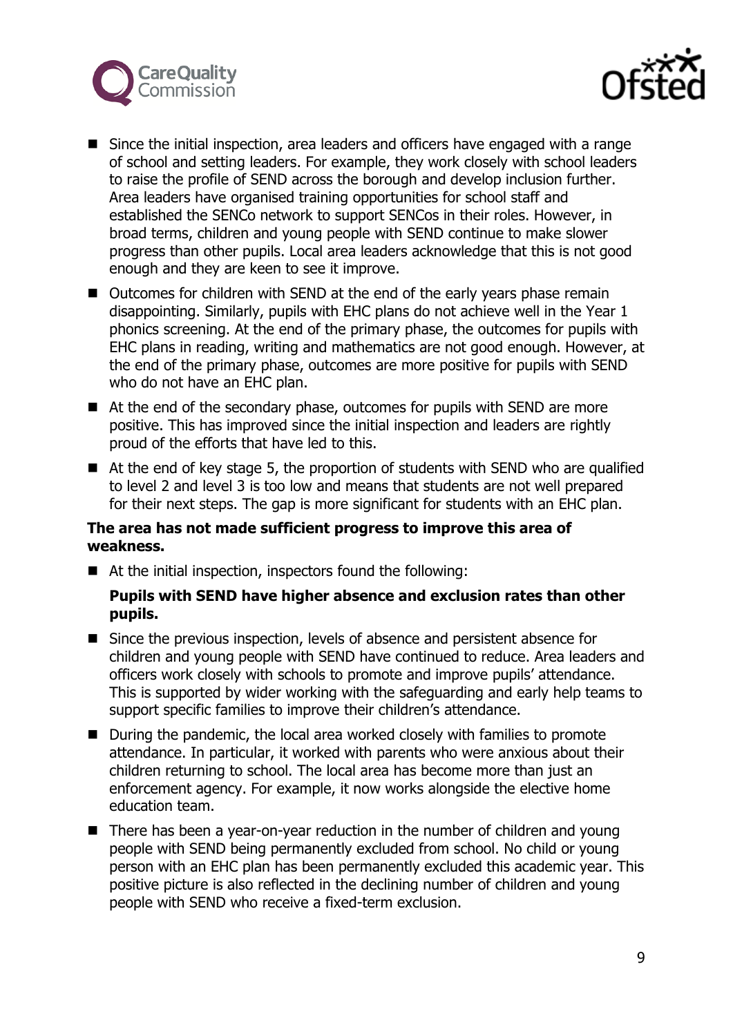- Since the initial inspection, area leaders and officers have engaged with a range of school and setting leaders. For example, they work closely with school leaders to raise the profile of SEND across the borough and develop inclusion further. Area leaders have organised training opportunities for school staff and established the SENCo network to support SENCos in their roles. However, in broad terms, children and young people with SEND continue to make slower progress than other pupils. Local area leaders acknowledge that this is not good enough and they are keen to see it improve.
- Outcomes for children with SEND at the end of the early years phase remain disappointing. Similarly, pupils with EHC plans do not achieve well in the Year 1 phonics screening. At the end of the primary phase, the outcomes for pupils with EHC plans in reading, writing and mathematics are not good enough. However, at the end of the primary phase, outcomes are more positive for pupils with SEND who do not have an EHC plan.
- At the end of the secondary phase, outcomes for pupils with SEND are more positive. This has improved since the initial inspection and leaders are rightly proud of the efforts that have led to this.
- At the end of key stage 5, the proportion of students with SEND who are qualified to level 2 and level 3 is too low and means that students are not well prepared for their next steps. The gap is more significant for students with an EHC plan.

**The area has not made sufficient progress to improve this area of weakness.**

- At the initial inspection, inspectors found the following:

  **Pupils with SEND have higher absence and exclusion rates than other pupils.**

- Since the previous inspection, levels of absence and persistent absence for children and young people with SEND have continued to reduce. Area leaders and officers work closely with schools to promote and improve pupils' attendance. This is supported by wider working with the safeguarding and early help teams to support specific families to improve their children's attendance.
- During the pandemic, the local area worked closely with families to promote attendance. In particular, it worked with parents who were anxious about their children returning to school. The local area has become more than just an enforcement agency. For example, it now works alongside the elective home education team.
- There has been a year-on-year reduction in the number of children and young people with SEND being permanently excluded from school. No child or young person with an EHC plan has been permanently excluded this academic year. This positive picture is also reflected in the declining number of children and young people with SEND who receive a fixed-term exclusion.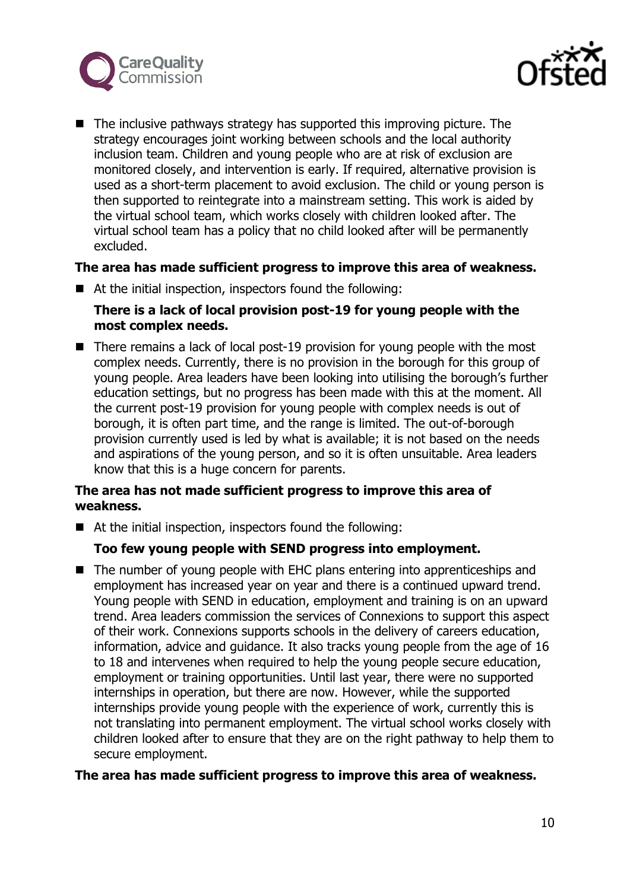- The inclusive pathways strategy has supported this improving picture. The strategy encourages joint working between schools and the local authority inclusion team. Children and young people who are at risk of exclusion are monitored closely, and intervention is early. If required, alternative provision is used as a short-term placement to avoid exclusion. The child or young person is then supported to reintegrate into a mainstream setting. This work is aided by the virtual school team, which works closely with children looked after. The virtual school team has a policy that no child looked after will be permanently excluded.

**The area has made sufficient progress to improve this area of weakness.**

- At the initial inspection, inspectors found the following:

  **There is a lack of local provision post-19 for young people with the most complex needs.**

- There remains a lack of local post-19 provision for young people with the most complex needs. Currently, there is no provision in the borough for this group of young people. Area leaders have been looking into utilising the borough's further education settings, but no progress has been made with this at the moment. All the current post-19 provision for young people with complex needs is out of borough, it is often part time, and the range is limited. The out-of-borough provision currently used is led by what is available; it is not based on the needs and aspirations of the young person, and so it is often unsuitable. Area leaders know that this is a huge concern for parents.

**The area has not made sufficient progress to improve this area of weakness.**

- At the initial inspection, inspectors found the following:

  **Too few young people with SEND progress into employment.**

- The number of young people with EHC plans entering into apprenticeships and employment has increased year on year and there is a continued upward trend. Young people with SEND in education, employment and training is on an upward trend. Area leaders commission the services of Connexions to support this aspect of their work. Connexions supports schools in the delivery of careers education, information, advice and guidance. It also tracks young people from the age of 16 to 18 and intervenes when required to help the young people secure education, employment or training opportunities. Until last year, there were no supported internships in operation, but there are now. However, while the supported internships provide young people with the experience of work, currently this is not translating into permanent employment. The virtual school works closely with children looked after to ensure that they are on the right pathway to help them to secure employment.

**The area has made sufficient progress to improve this area of weakness.**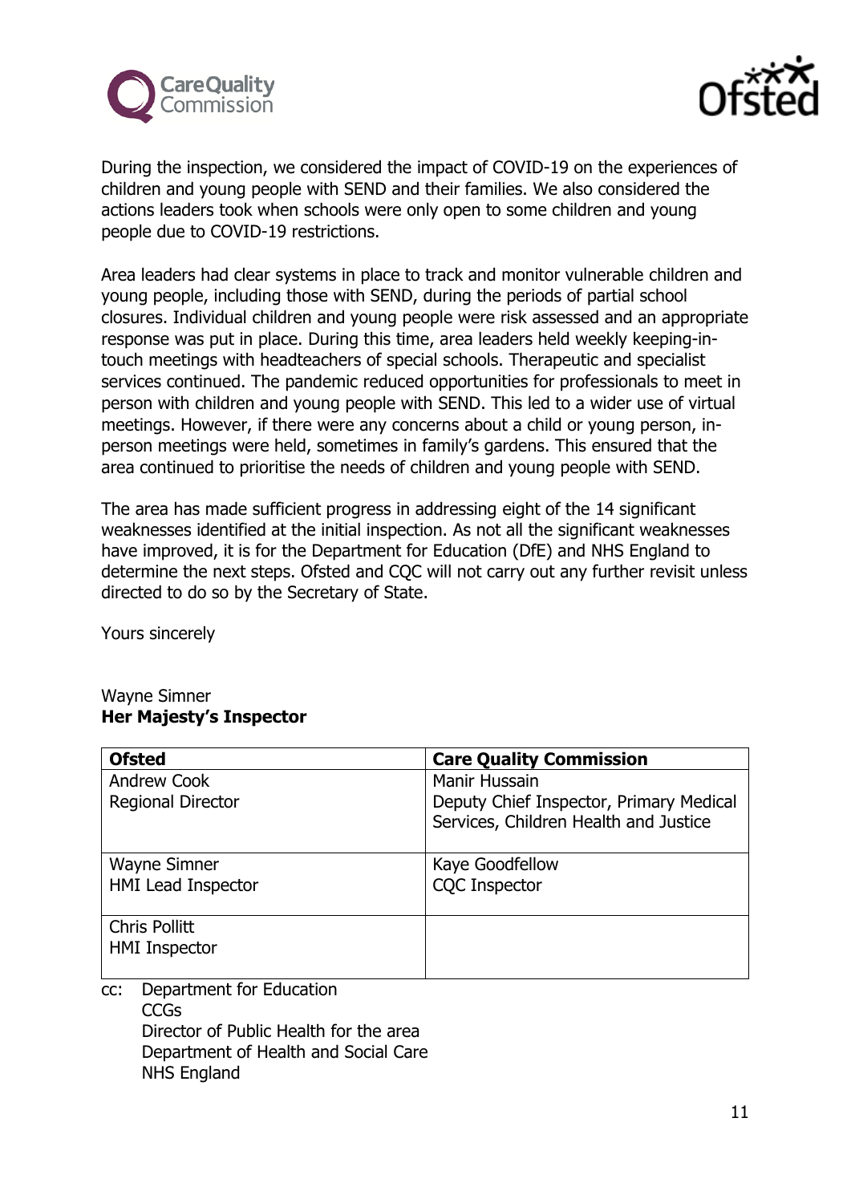During the inspection, we considered the impact of COVID-19 on the experiences of children and young people with SEND and their families. We also considered the actions leaders took when schools were only open to some children and young people due to COVID-19 restrictions.

Area leaders had clear systems in place to track and monitor vulnerable children and young people, including those with SEND, during the periods of partial school closures. Individual children and young people were risk assessed and an appropriate response was put in place. During this time, area leaders held weekly keeping-in-touch meetings with headteachers of special schools. Therapeutic and specialist services continued. The pandemic reduced opportunities for professionals to meet in person with children and young people with SEND. This led to a wider use of virtual meetings. However, if there were any concerns about a child or young person, in-person meetings were held, sometimes in family's gardens. This ensured that the area continued to prioritise the needs of children and young people with SEND.

The area has made sufficient progress in addressing eight of the 14 significant weaknesses identified at the initial inspection. As not all the significant weaknesses have improved, it is for the Department for Education (DfE) and NHS England to determine the next steps. Ofsted and CQC will not carry out any further revisit unless directed to do so by the Secretary of State.

Yours sincerely

Wayne Simner
**Her Majesty's Inspector**

| **Ofsted** | **Care Quality Commission** |
|---|---|
| Andrew Cook<br>Regional Director | Manir Hussain<br>Deputy Chief Inspector, Primary Medical Services, Children Health and Justice |
| Wayne Simner<br>HMI Lead Inspector | Kaye Goodfellow<br>CQC Inspector |
| Chris Pollitt<br>HMI Inspector | |

cc: Department for Education
CCGs
Director of Public Health for the area
Department of Health and Social Care
NHS England